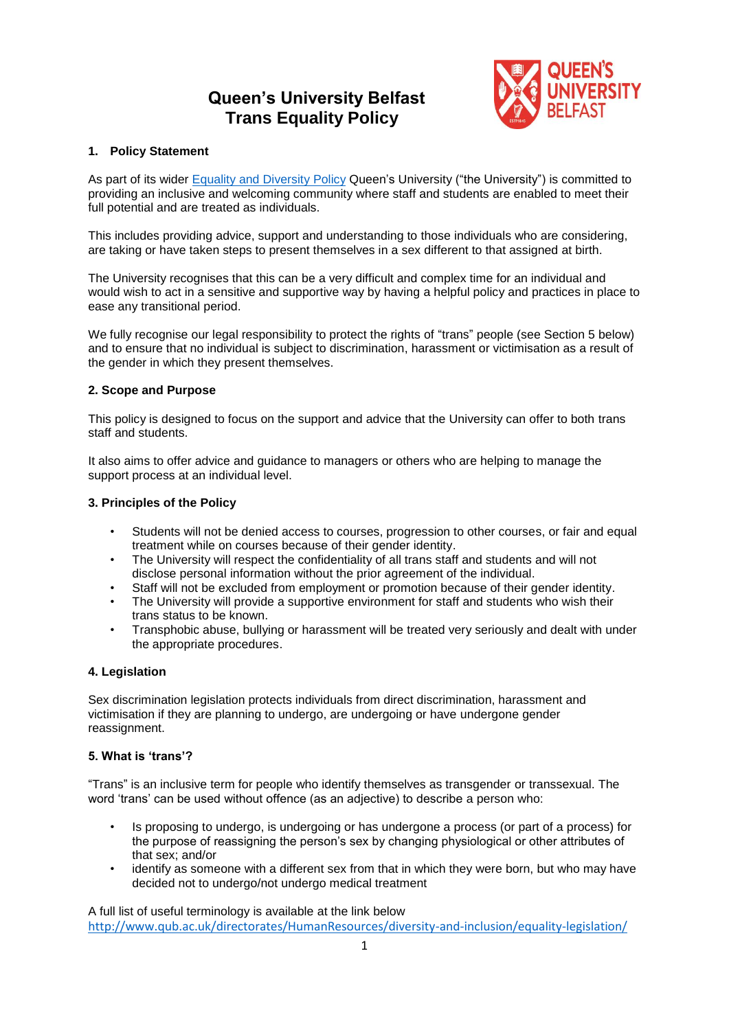# Queen's University Belfast
# Trans Equality Policy

## 1. Policy Statement

As part of its wider [Equality and Diversity Policy](#) Queen's University ("the University") is committed to providing an inclusive and welcoming community where staff and students are enabled to meet their full potential and are treated as individuals.

This includes providing advice, support and understanding to those individuals who are considering, are taking or have taken steps to present themselves in a sex different to that assigned at birth.

The University recognises that this can be a very difficult and complex time for an individual and would wish to act in a sensitive and supportive way by having a helpful policy and practices in place to ease any transitional period.

We fully recognise our legal responsibility to protect the rights of "trans" people (see Section 5 below) and to ensure that no individual is subject to discrimination, harassment or victimisation as a result of the gender in which they present themselves.

## 2. Scope and Purpose

This policy is designed to focus on the support and advice that the University can offer to both trans staff and students.

It also aims to offer advice and guidance to managers or others who are helping to manage the support process at an individual level.

## 3. Principles of the Policy

- Students will not be denied access to courses, progression to other courses, or fair and equal treatment while on courses because of their gender identity.
- The University will respect the confidentiality of all trans staff and students and will not disclose personal information without the prior agreement of the individual.
- Staff will not be excluded from employment or promotion because of their gender identity.
- The University will provide a supportive environment for staff and students who wish their trans status to be known.
- Transphobic abuse, bullying or harassment will be treated very seriously and dealt with under the appropriate procedures.

## 4. Legislation

Sex discrimination legislation protects individuals from direct discrimination, harassment and victimisation if they are planning to undergo, are undergoing or have undergone gender reassignment.

## 5. What is 'trans'?

"Trans" is an inclusive term for people who identify themselves as transgender or transsexual. The word 'trans' can be used without offence (as an adjective) to describe a person who:

- Is proposing to undergo, is undergoing or has undergone a process (or part of a process) for the purpose of reassigning the person's sex by changing physiological or other attributes of that sex; and/or
- identify as someone with a different sex from that in which they were born, but who may have decided not to undergo/not undergo medical treatment

A full list of useful terminology is available at the link below
http://www.qub.ac.uk/directorates/HumanResources/diversity-and-inclusion/equality-legislation/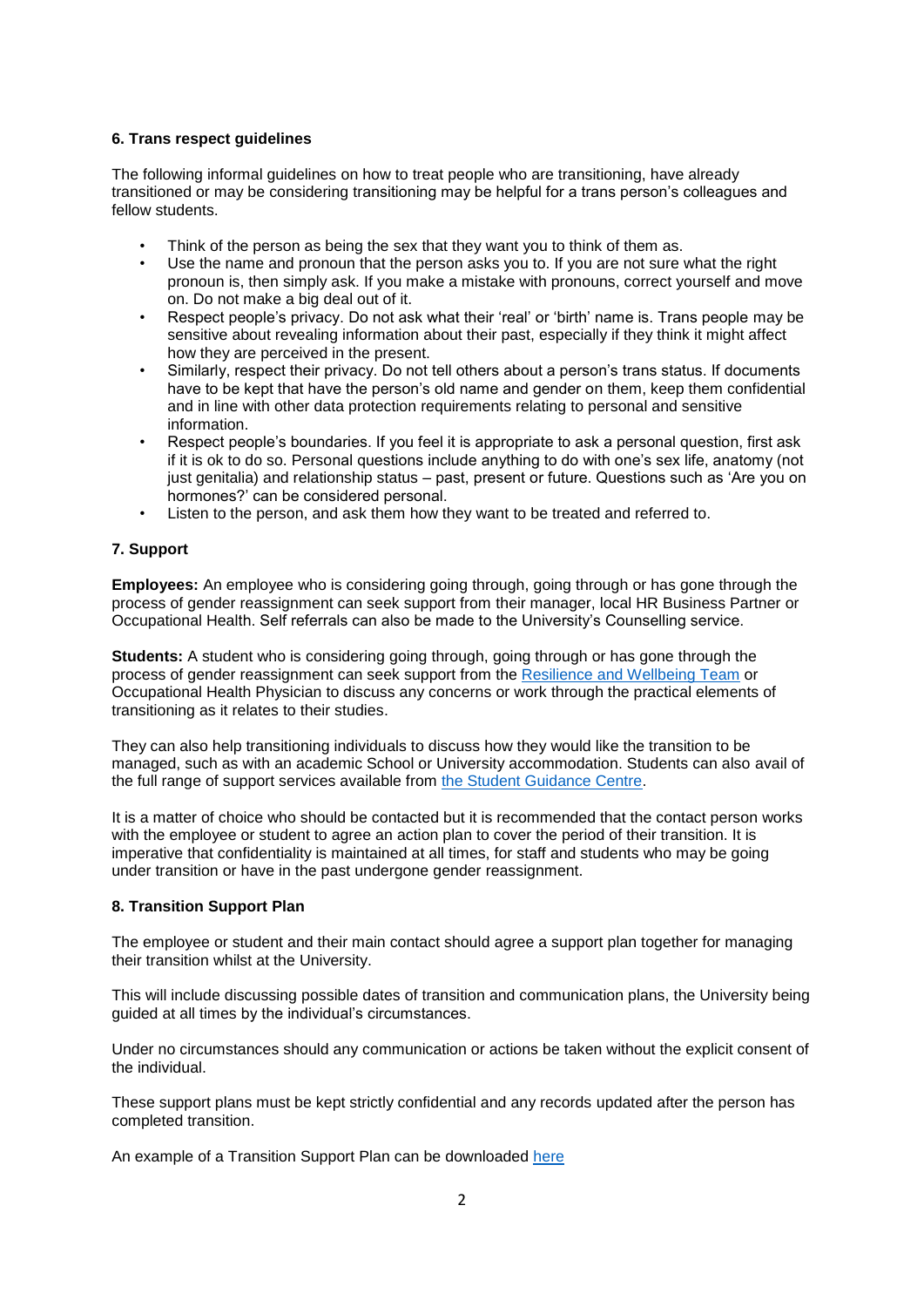### 6. Trans respect guidelines

The following informal guidelines on how to treat people who are transitioning, have already transitioned or may be considering transitioning may be helpful for a trans person's colleagues and fellow students.

- Think of the person as being the sex that they want you to think of them as.
- Use the name and pronoun that the person asks you to. If you are not sure what the right pronoun is, then simply ask. If you make a mistake with pronouns, correct yourself and move on. Do not make a big deal out of it.
- Respect people's privacy. Do not ask what their 'real' or 'birth' name is. Trans people may be sensitive about revealing information about their past, especially if they think it might affect how they are perceived in the present.
- Similarly, respect their privacy. Do not tell others about a person's trans status. If documents have to be kept that have the person's old name and gender on them, keep them confidential and in line with other data protection requirements relating to personal and sensitive information.
- Respect people's boundaries. If you feel it is appropriate to ask a personal question, first ask if it is ok to do so. Personal questions include anything to do with one's sex life, anatomy (not just genitalia) and relationship status – past, present or future. Questions such as 'Are you on hormones?' can be considered personal.
- Listen to the person, and ask them how they want to be treated and referred to.

### 7. Support

**Employees:** An employee who is considering going through, going through or has gone through the process of gender reassignment can seek support from their manager, local HR Business Partner or Occupational Health. Self referrals can also be made to the University's Counselling service.

**Students:** A student who is considering going through, going through or has gone through the process of gender reassignment can seek support from the [Resilience and Wellbeing Team] or Occupational Health Physician to discuss any concerns or work through the practical elements of transitioning as it relates to their studies.

They can also help transitioning individuals to discuss how they would like the transition to be managed, such as with an academic School or University accommodation. Students can also avail of the full range of support services available from [the Student Guidance Centre].

It is a matter of choice who should be contacted but it is recommended that the contact person works with the employee or student to agree an action plan to cover the period of their transition. It is imperative that confidentiality is maintained at all times, for staff and students who may be going under transition or have in the past undergone gender reassignment.

### 8. Transition Support Plan

The employee or student and their main contact should agree a support plan together for managing their transition whilst at the University.

This will include discussing possible dates of transition and communication plans, the University being guided at all times by the individual's circumstances.

Under no circumstances should any communication or actions be taken without the explicit consent of the individual.

These support plans must be kept strictly confidential and any records updated after the person has completed transition.

An example of a Transition Support Plan can be downloaded [here]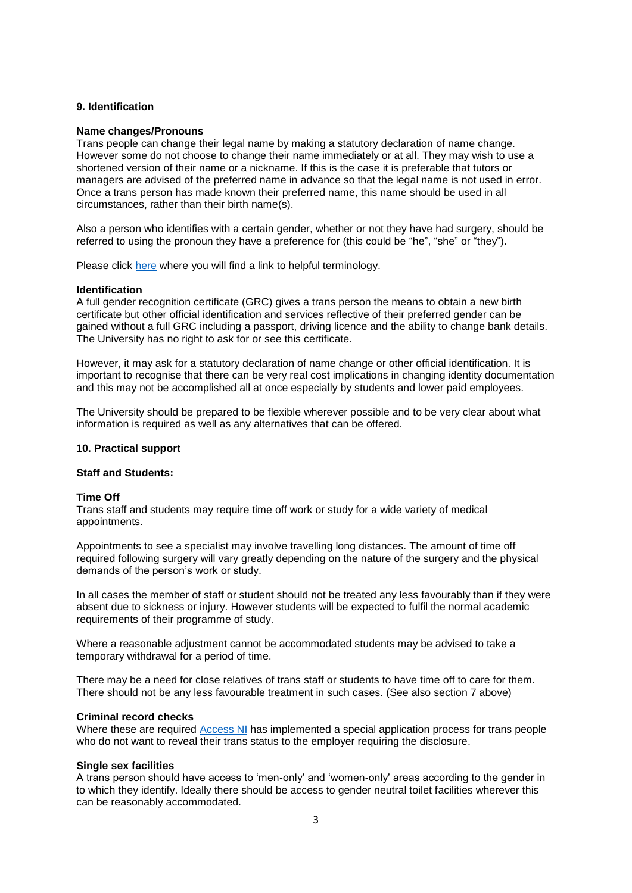## 9. Identification

### Name changes/Pronouns

Trans people can change their legal name by making a statutory declaration of name change. However some do not choose to change their name immediately or at all. They may wish to use a shortened version of their name or a nickname. If this is the case it is preferable that tutors or managers are advised of the preferred name in advance so that the legal name is not used in error. Once a trans person has made known their preferred name, this name should be used in all circumstances, rather than their birth name(s).

Also a person who identifies with a certain gender, whether or not they have had surgery, should be referred to using the pronoun they have a preference for (this could be "he", "she" or "they").

Please click here where you will find a link to helpful terminology.

### Identification

A full gender recognition certificate (GRC) gives a trans person the means to obtain a new birth certificate but other official identification and services reflective of their preferred gender can be gained without a full GRC including a passport, driving licence and the ability to change bank details. The University has no right to ask for or see this certificate.

However, it may ask for a statutory declaration of name change or other official identification. It is important to recognise that there can be very real cost implications in changing identity documentation and this may not be accomplished all at once especially by students and lower paid employees.

The University should be prepared to be flexible wherever possible and to be very clear about what information is required as well as any alternatives that can be offered.

## 10. Practical support

### Staff and Students:

### Time Off

Trans staff and students may require time off work or study for a wide variety of medical appointments.

Appointments to see a specialist may involve travelling long distances. The amount of time off required following surgery will vary greatly depending on the nature of the surgery and the physical demands of the person's work or study.

In all cases the member of staff or student should not be treated any less favourably than if they were absent due to sickness or injury. However students will be expected to fulfil the normal academic requirements of their programme of study.

Where a reasonable adjustment cannot be accommodated students may be advised to take a temporary withdrawal for a period of time.

There may be a need for close relatives of trans staff or students to have time off to care for them. There should not be any less favourable treatment in such cases. (See also section 7 above)

### Criminal record checks

Where these are required Access NI has implemented a special application process for trans people who do not want to reveal their trans status to the employer requiring the disclosure.

### Single sex facilities

A trans person should have access to 'men-only' and 'women-only' areas according to the gender in to which they identify. Ideally there should be access to gender neutral toilet facilities wherever this can be reasonably accommodated.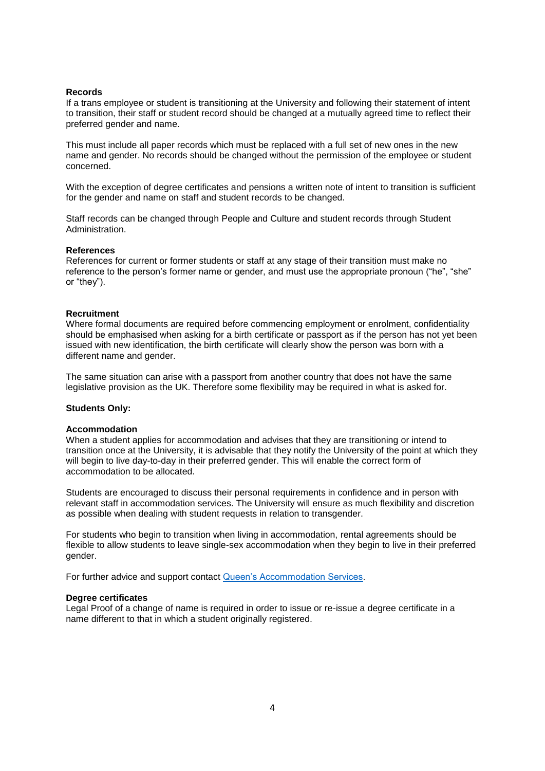**Records**

If a trans employee or student is transitioning at the University and following their statement of intent to transition, their staff or student record should be changed at a mutually agreed time to reflect their preferred gender and name.

This must include all paper records which must be replaced with a full set of new ones in the new name and gender. No records should be changed without the permission of the employee or student concerned.

With the exception of degree certificates and pensions a written note of intent to transition is sufficient for the gender and name on staff and student records to be changed.

Staff records can be changed through People and Culture and student records through Student Administration.

**References**

References for current or former students or staff at any stage of their transition must make no reference to the person's former name or gender, and must use the appropriate pronoun ("he", "she" or "they").

**Recruitment**

Where formal documents are required before commencing employment or enrolment, confidentiality should be emphasised when asking for a birth certificate or passport as if the person has not yet been issued with new identification, the birth certificate will clearly show the person was born with a different name and gender.

The same situation can arise with a passport from another country that does not have the same legislative provision as the UK. Therefore some flexibility may be required in what is asked for.

**Students Only:**

**Accommodation**

When a student applies for accommodation and advises that they are transitioning or intend to transition once at the University, it is advisable that they notify the University of the point at which they will begin to live day-to-day in their preferred gender. This will enable the correct form of accommodation to be allocated.

Students are encouraged to discuss their personal requirements in confidence and in person with relevant staff in accommodation services. The University will ensure as much flexibility and discretion as possible when dealing with student requests in relation to transgender.

For students who begin to transition when living in accommodation, rental agreements should be flexible to allow students to leave single-sex accommodation when they begin to live in their preferred gender.

For further advice and support contact Queen's Accommodation Services.

**Degree certificates**

Legal Proof of a change of name is required in order to issue or re-issue a degree certificate in a name different to that in which a student originally registered.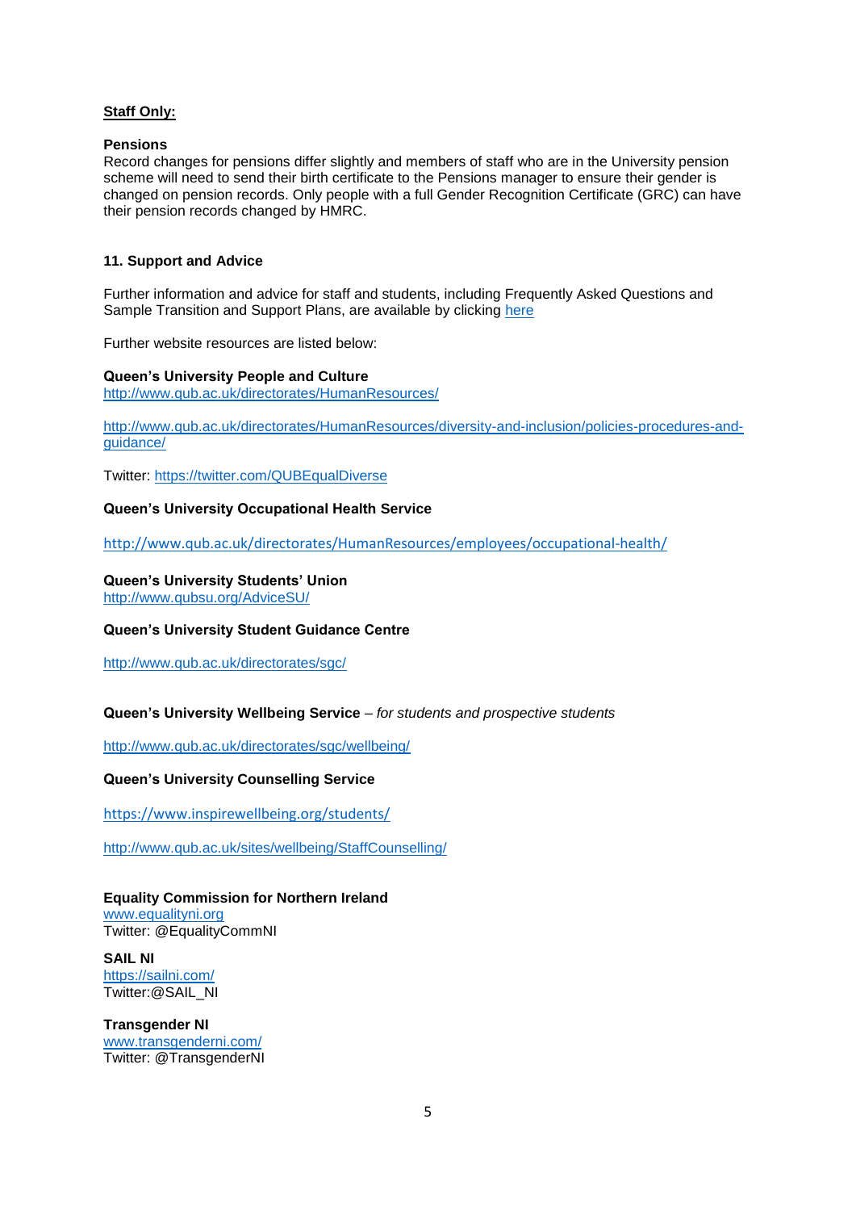**Staff Only:**

**Pensions**

Record changes for pensions differ slightly and members of staff who are in the University pension scheme will need to send their birth certificate to the Pensions manager to ensure their gender is changed on pension records. Only people with a full Gender Recognition Certificate (GRC) can have their pension records changed by HMRC.

## 11. Support and Advice

Further information and advice for staff and students, including Frequently Asked Questions and Sample Transition and Support Plans, are available by clicking here

Further website resources are listed below:

**Queen's University People and Culture**
http://www.qub.ac.uk/directorates/HumanResources/

http://www.qub.ac.uk/directorates/HumanResources/diversity-and-inclusion/policies-procedures-and-guidance/

Twitter: https://twitter.com/QUBEqualDiverse

**Queen's University Occupational Health Service**

http://www.qub.ac.uk/directorates/HumanResources/employees/occupational-health/

**Queen's University Students' Union**
http://www.qubsu.org/AdviceSU/

**Queen's University Student Guidance Centre**

http://www.qub.ac.uk/directorates/sgc/

**Queen's University Wellbeing Service** – *for students and prospective students*

http://www.qub.ac.uk/directorates/sgc/wellbeing/

**Queen's University Counselling Service**

https://www.inspirewellbeing.org/students/

http://www.qub.ac.uk/sites/wellbeing/StaffCounselling/

**Equality Commission for Northern Ireland**
www.equalityni.org
Twitter: @EqualityCommNI

**SAIL NI**
https://sailni.com/
Twitter:@SAIL_NI

**Transgender NI**
www.transgenderni.com/
Twitter: @TransgenderNI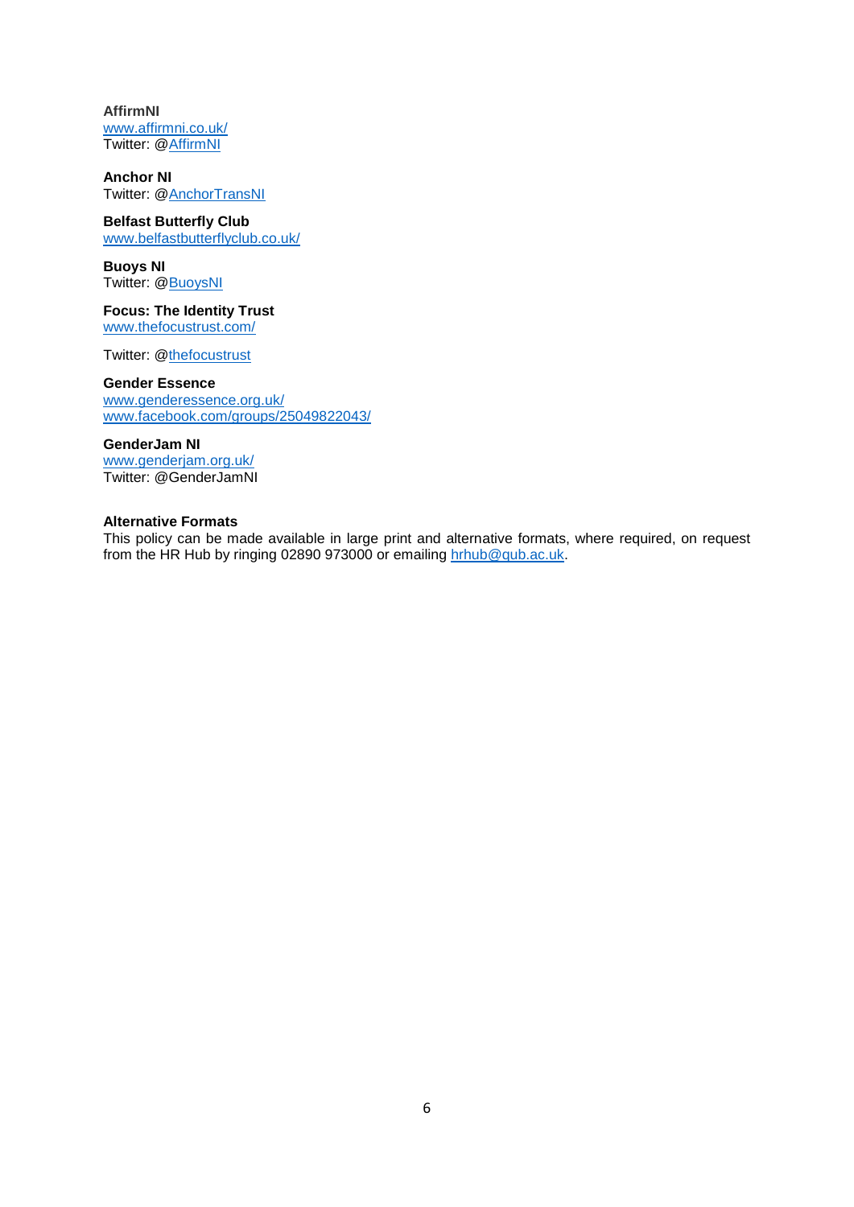**AffirmNI**
www.affirmni.co.uk/
Twitter: @AffirmNI

**Anchor NI**
Twitter: @AnchorTransNI

**Belfast Butterfly Club**
www.belfastbutterflyclub.co.uk/

**Buoys NI**
Twitter: @BuoysNI

**Focus: The Identity Trust**
www.thefocustrust.com/

Twitter: @thefocustrust

**Gender Essence**
www.genderessence.org.uk/
www.facebook.com/groups/25049822043/

**GenderJam NI**
www.genderjam.org.uk/
Twitter: @GenderJamNI

**Alternative Formats**
This policy can be made available in large print and alternative formats, where required, on request from the HR Hub by ringing 02890 973000 or emailing hrhub@qub.ac.uk.